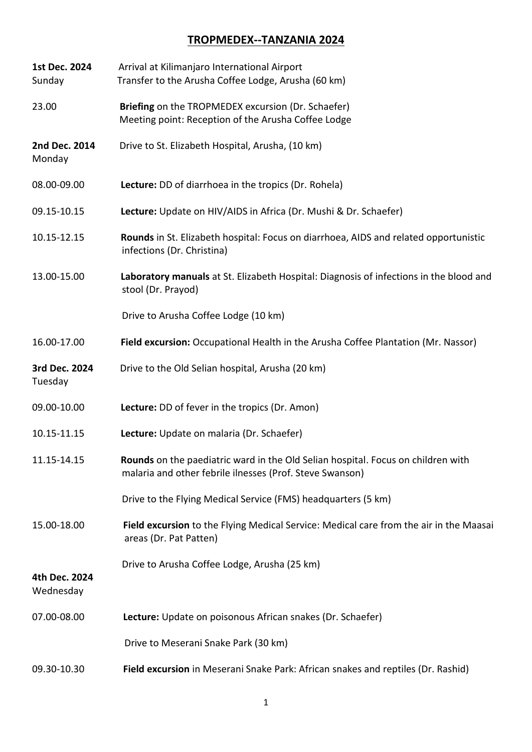# TROPMEDEX--TANZANIA 2024

**1st Dec. 2024** Sunday — Arrival at Kilimanjaro International Airport
Transfer to the Arusha Coffee Lodge, Arusha (60 km)

23.00 — **Briefing** on the TROPMEDEX excursion (Dr. Schaefer)
Meeting point: Reception of the Arusha Coffee Lodge

**2nd Dec. 2014** Monday — Drive to St. Elizabeth Hospital, Arusha, (10 km)

08.00-09.00 — **Lecture:** DD of diarrhoea in the tropics (Dr. Rohela)

09.15-10.15 — **Lecture:** Update on HIV/AIDS in Africa (Dr. Mushi & Dr. Schaefer)

10.15-12.15 — **Rounds** in St. Elizabeth hospital: Focus on diarrhoea, AIDS and related opportunistic infections (Dr. Christina)

13.00-15.00 — **Laboratory manuals** at St. Elizabeth Hospital: Diagnosis of infections in the blood and stool (Dr. Prayod)

Drive to Arusha Coffee Lodge (10 km)

16.00-17.00 — **Field excursion:** Occupational Health in the Arusha Coffee Plantation (Mr. Nassor)

**3rd Dec. 2024** Tuesday — Drive to the Old Selian hospital, Arusha (20 km)

09.00-10.00 — **Lecture:** DD of fever in the tropics (Dr. Amon)

10.15-11.15 — **Lecture:** Update on malaria (Dr. Schaefer)

11.15-14.15 — **Rounds** on the paediatric ward in the Old Selian hospital. Focus on children with malaria and other febrile ilnesses (Prof. Steve Swanson)

Drive to the Flying Medical Service (FMS) headquarters (5 km)

15.00-18.00 — **Field excursion** to the Flying Medical Service: Medical care from the air in the Maasai areas (Dr. Pat Patten)

Drive to Arusha Coffee Lodge, Arusha (25 km)

**4th Dec. 2024** Wednesday

07.00-08.00 — **Lecture:** Update on poisonous African snakes (Dr. Schaefer)

Drive to Meserani Snake Park (30 km)

09.30-10.30 — **Field excursion** in Meserani Snake Park: African snakes and reptiles (Dr. Rashid)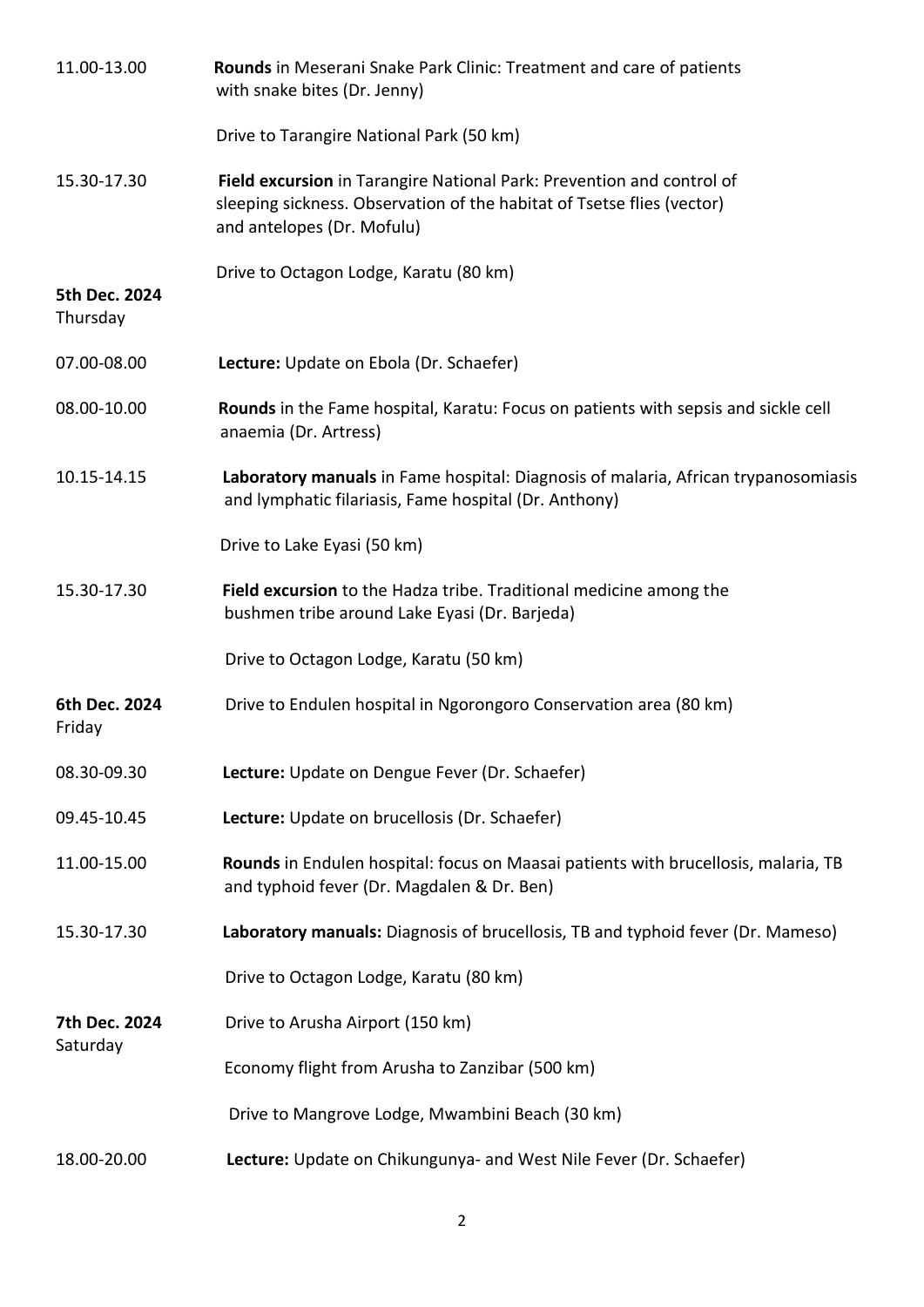| | |
|---|---|
| 11.00-13.00 | **Rounds** in Meserani Snake Park Clinic: Treatment and care of patients with snake bites (Dr. Jenny) |
| | Drive to Tarangire National Park (50 km) |
| 15.30-17.30 | **Field excursion** in Tarangire National Park: Prevention and control of sleeping sickness. Observation of the habitat of Tsetse flies (vector) and antelopes (Dr. Mofulu) |
| | Drive to Octagon Lodge, Karatu (80 km) |
| **5th Dec. 2024** Thursday | |
| 07.00-08.00 | **Lecture:** Update on Ebola (Dr. Schaefer) |
| 08.00-10.00 | **Rounds** in the Fame hospital, Karatu: Focus on patients with sepsis and sickle cell anaemia (Dr. Artress) |
| 10.15-14.15 | **Laboratory manuals** in Fame hospital: Diagnosis of malaria, African trypanosomiasis and lymphatic filariasis, Fame hospital (Dr. Anthony) |
| | Drive to Lake Eyasi (50 km) |
| 15.30-17.30 | **Field excursion** to the Hadza tribe. Traditional medicine among the bushmen tribe around Lake Eyasi (Dr. Barjeda) |
| | Drive to Octagon Lodge, Karatu (50 km) |
| **6th Dec. 2024** Friday | Drive to Endulen hospital in Ngorongoro Conservation area (80 km) |
| 08.30-09.30 | **Lecture:** Update on Dengue Fever (Dr. Schaefer) |
| 09.45-10.45 | **Lecture:** Update on brucellosis (Dr. Schaefer) |
| 11.00-15.00 | **Rounds** in Endulen hospital: focus on Maasai patients with brucellosis, malaria, TB and typhoid fever (Dr. Magdalen & Dr. Ben) |
| 15.30-17.30 | **Laboratory manuals:** Diagnosis of brucellosis, TB and typhoid fever (Dr. Mameso) |
| | Drive to Octagon Lodge, Karatu (80 km) |
| **7th Dec. 2024** Saturday | Drive to Arusha Airport (150 km) |
| | Economy flight from Arusha to Zanzibar (500 km) |
| | Drive to Mangrove Lodge, Mwambini Beach (30 km) |
| 18.00-20.00 | **Lecture:** Update on Chikungunya- and West Nile Fever (Dr. Schaefer) |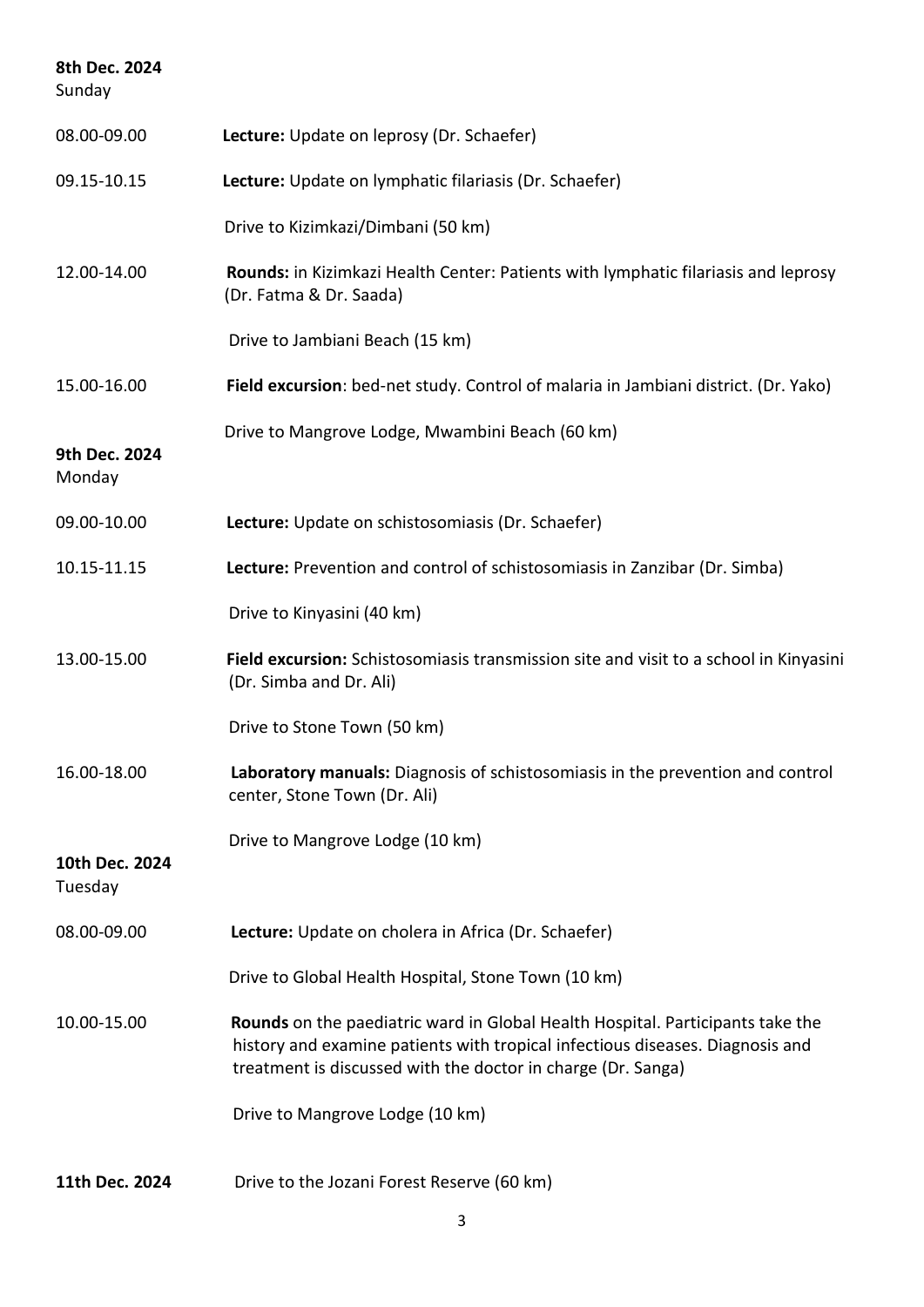**8th Dec. 2024**
Sunday

| | |
|---|---|
| 08.00-09.00 | **Lecture:** Update on leprosy (Dr. Schaefer) |
| 09.15-10.15 | **Lecture:** Update on lymphatic filariasis (Dr. Schaefer) |
| | Drive to Kizimkazi/Dimbani (50 km) |
| 12.00-14.00 | **Rounds:** in Kizimkazi Health Center: Patients with lymphatic filariasis and leprosy (Dr. Fatma & Dr. Saada) |
| | Drive to Jambiani Beach (15 km) |
| 15.00-16.00 | **Field excursion**: bed-net study. Control of malaria in Jambiani district. (Dr. Yako) |
| | Drive to Mangrove Lodge, Mwambini Beach (60 km) |

**9th Dec. 2024**
Monday

| | |
|---|---|
| 09.00-10.00 | **Lecture:** Update on schistosomiasis (Dr. Schaefer) |
| 10.15-11.15 | **Lecture:** Prevention and control of schistosomiasis in Zanzibar (Dr. Simba) |
| | Drive to Kinyasini (40 km) |
| 13.00-15.00 | **Field excursion:** Schistosomiasis transmission site and visit to a school in Kinyasini (Dr. Simba and Dr. Ali) |
| | Drive to Stone Town (50 km) |
| 16.00-18.00 | **Laboratory manuals:** Diagnosis of schistosomiasis in the prevention and control center, Stone Town (Dr. Ali) |
| | Drive to Mangrove Lodge (10 km) |

**10th Dec. 2024**
Tuesday

| | |
|---|---|
| 08.00-09.00 | **Lecture:** Update on cholera in Africa (Dr. Schaefer) |
| | Drive to Global Health Hospital, Stone Town (10 km) |
| 10.00-15.00 | **Rounds** on the paediatric ward in Global Health Hospital. Participants take the history and examine patients with tropical infectious diseases. Diagnosis and treatment is discussed with the doctor in charge (Dr. Sanga) |
| | Drive to Mangrove Lodge (10 km) |

**11th Dec. 2024** Drive to the Jozani Forest Reserve (60 km)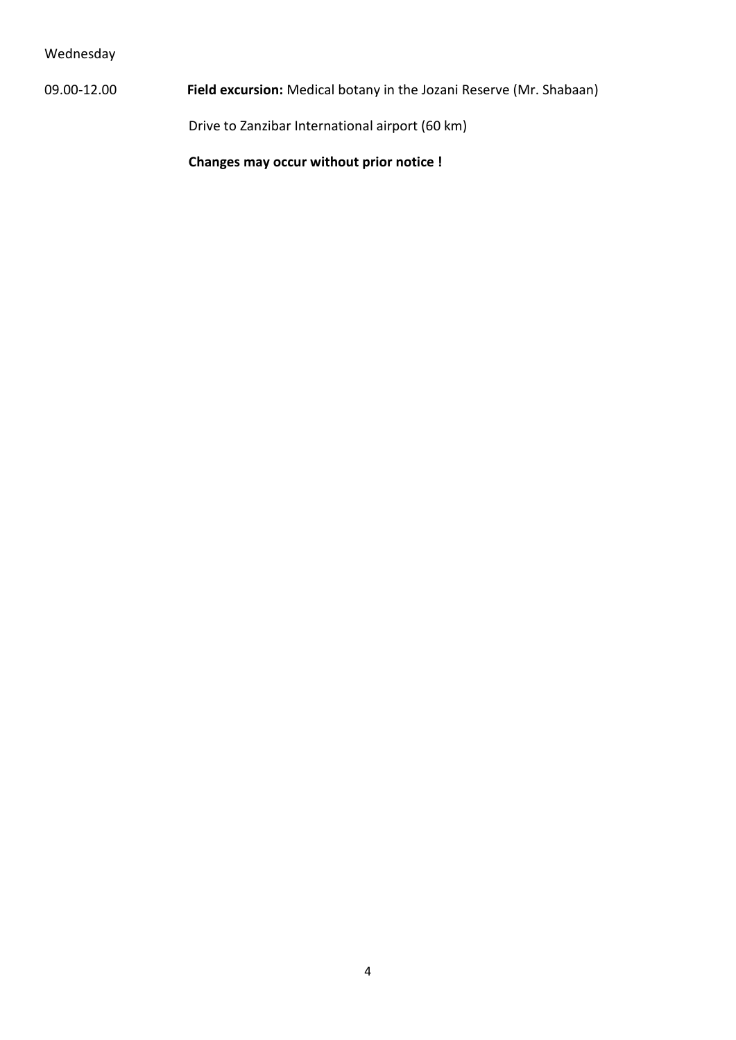Wednesday

| | |
|---|---|
| 09.00-12.00 | **Field excursion:** Medical botany in the Jozani Reserve (Mr. Shabaan) |
| | Drive to Zanzibar International airport (60 km) |
| | **Changes may occur without prior notice !** |